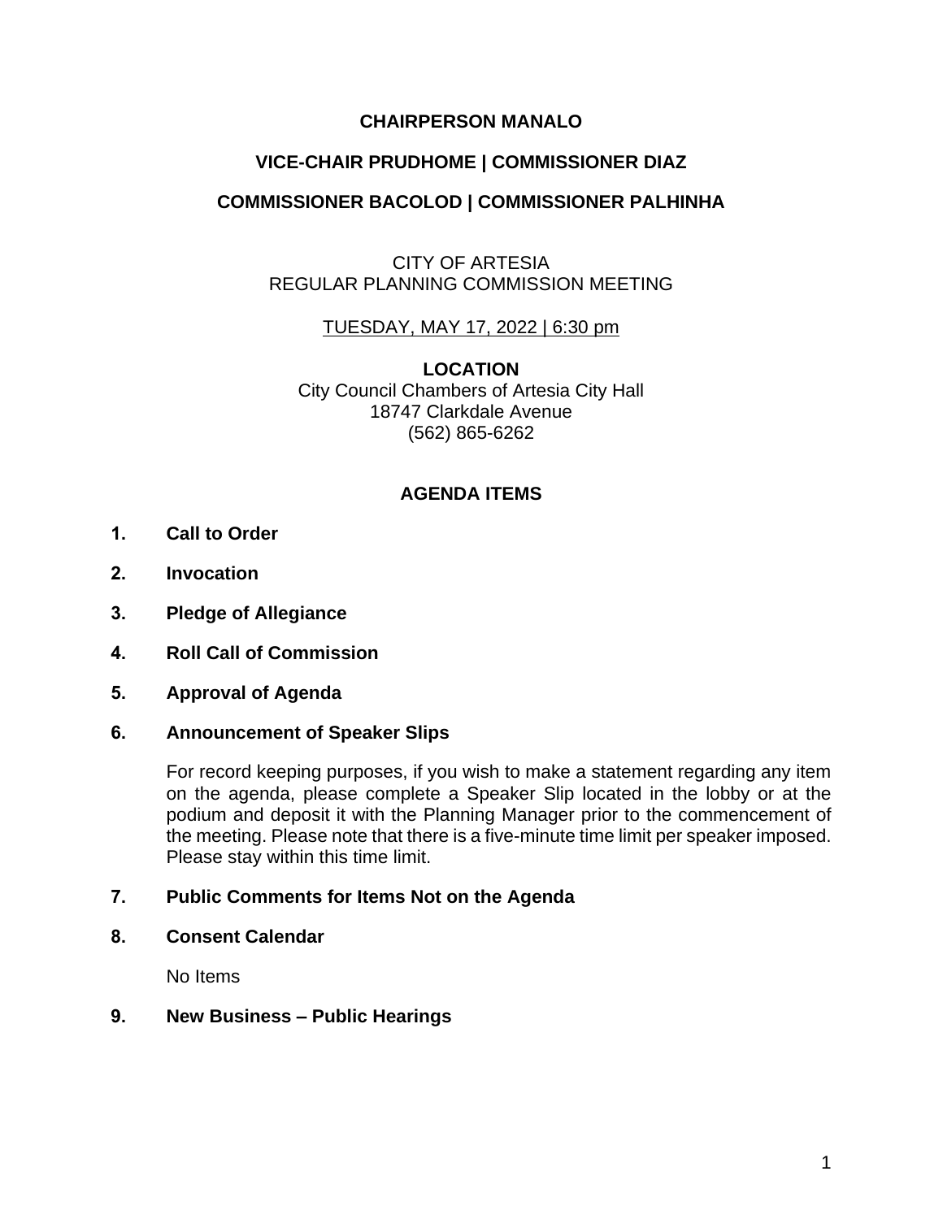**CHAIRPERSON MANALO**

**VICE-CHAIR PRUDHOME | COMMISSIONER DIAZ**

**COMMISSIONER BACOLOD | COMMISSIONER PALHINHA**

CITY OF ARTESIA
REGULAR PLANNING COMMISSION MEETING

TUESDAY, MAY 17, 2022 | 6:30 pm

**LOCATION**
City Council Chambers of Artesia City Hall
18747 Clarkdale Avenue
(562) 865-6262

## AGENDA ITEMS

1. **Call to Order**

2. **Invocation**

3. **Pledge of Allegiance**

4. **Roll Call of Commission**

5. **Approval of Agenda**

6. **Announcement of Speaker Slips**

   For record keeping purposes, if you wish to make a statement regarding any item on the agenda, please complete a Speaker Slip located in the lobby or at the podium and deposit it with the Planning Manager prior to the commencement of the meeting. Please note that there is a five-minute time limit per speaker imposed. Please stay within this time limit.

7. **Public Comments for Items Not on the Agenda**

8. **Consent Calendar**

   No Items

9. **New Business – Public Hearings**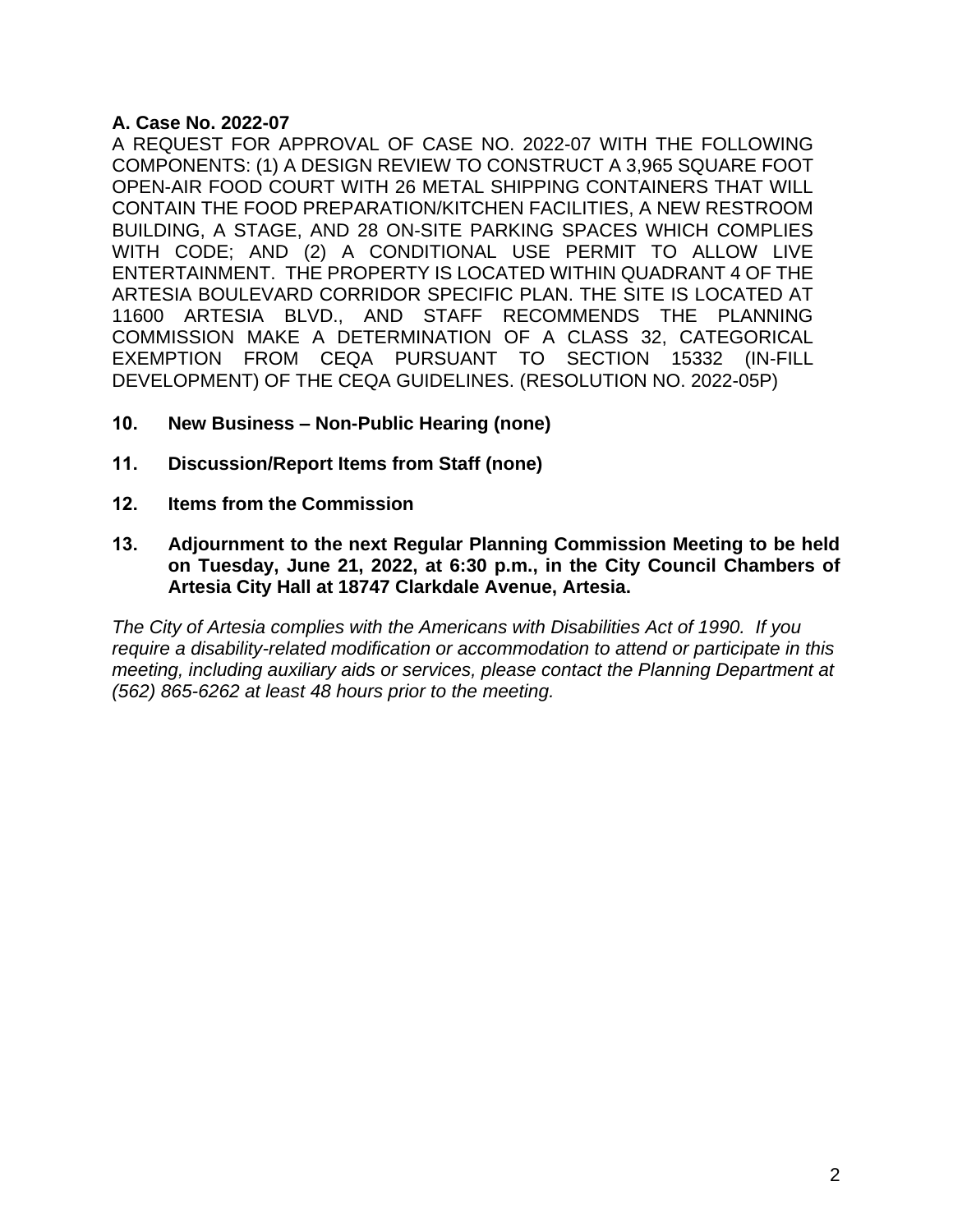**A. Case No. 2022-07**

A REQUEST FOR APPROVAL OF CASE NO. 2022-07 WITH THE FOLLOWING COMPONENTS: (1) A DESIGN REVIEW TO CONSTRUCT A 3,965 SQUARE FOOT OPEN-AIR FOOD COURT WITH 26 METAL SHIPPING CONTAINERS THAT WILL CONTAIN THE FOOD PREPARATION/KITCHEN FACILITIES, A NEW RESTROOM BUILDING, A STAGE, AND 28 ON-SITE PARKING SPACES WHICH COMPLIES WITH CODE; AND (2) A CONDITIONAL USE PERMIT TO ALLOW LIVE ENTERTAINMENT. THE PROPERTY IS LOCATED WITHIN QUADRANT 4 OF THE ARTESIA BOULEVARD CORRIDOR SPECIFIC PLAN. THE SITE IS LOCATED AT 11600 ARTESIA BLVD., AND STAFF RECOMMENDS THE PLANNING COMMISSION MAKE A DETERMINATION OF A CLASS 32, CATEGORICAL EXEMPTION FROM CEQA PURSUANT TO SECTION 15332 (IN-FILL DEVELOPMENT) OF THE CEQA GUIDELINES. (RESOLUTION NO. 2022-05P)

**10. New Business – Non-Public Hearing (none)**

**11. Discussion/Report Items from Staff (none)**

**12. Items from the Commission**

**13. Adjournment to the next Regular Planning Commission Meeting to be held on Tuesday, June 21, 2022, at 6:30 p.m., in the City Council Chambers of Artesia City Hall at 18747 Clarkdale Avenue, Artesia.**

*The City of Artesia complies with the Americans with Disabilities Act of 1990. If you require a disability-related modification or accommodation to attend or participate in this meeting, including auxiliary aids or services, please contact the Planning Department at (562) 865-6262 at least 48 hours prior to the meeting.*